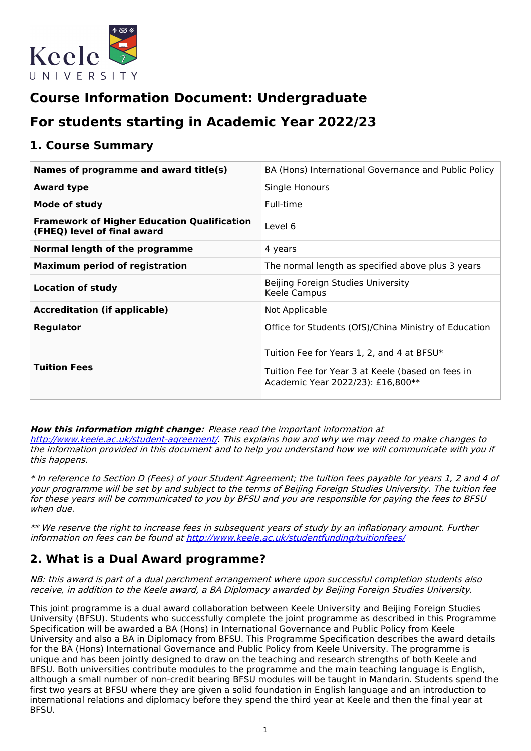# Course Information Document: Undergraduate

# For students starting in Academic Year 2022/23

## 1. Course Summary

| | |
|---|---|
| **Names of programme and award title(s)** | BA (Hons) International Governance and Public Policy |
| **Award type** | Single Honours |
| **Mode of study** | Full-time |
| **Framework of Higher Education Qualification (FHEQ) level of final award** | Level 6 |
| **Normal length of the programme** | 4 years |
| **Maximum period of registration** | The normal length as specified above plus 3 years |
| **Location of study** | Beijing Foreign Studies University<br>Keele Campus |
| **Accreditation (if applicable)** | Not Applicable |
| **Regulator** | Office for Students (OfS)/China Ministry of Education |
| **Tuition Fees** | Tuition Fee for Years 1, 2, and 4 at BFSU*<br><br>Tuition Fee for Year 3 at Keele (based on fees in Academic Year 2022/23): £16,800** |

***How this information might change:*** *Please read the important information at [http://www.keele.ac.uk/student-agreement/](http://www.keele.ac.uk/student-agreement/). This explains how and why we may need to make changes to the information provided in this document and to help you understand how we will communicate with you if this happens.*

*\* In reference to Section D (Fees) of your Student Agreement; the tuition fees payable for years 1, 2 and 4 of your programme will be set by and subject to the terms of Beijing Foreign Studies University. The tuition fee for these years will be communicated to you by BFSU and you are responsible for paying the fees to BFSU when due.*

*\*\* We reserve the right to increase fees in subsequent years of study by an inflationary amount. Further information on fees can be found at [http://www.keele.ac.uk/studentfunding/tuitionfees/](http://www.keele.ac.uk/studentfunding/tuitionfees/)*

## 2. What is a Dual Award programme?

*NB: this award is part of a dual parchment arrangement where upon successful completion students also receive, in addition to the Keele award, a BA Diplomacy awarded by Beijing Foreign Studies University.*

This joint programme is a dual award collaboration between Keele University and Beijing Foreign Studies University (BFSU). Students who successfully complete the joint programme as described in this Programme Specification will be awarded a BA (Hons) in International Governance and Public Policy from Keele University and also a BA in Diplomacy from BFSU. This Programme Specification describes the award details for the BA (Hons) International Governance and Public Policy from Keele University. The programme is unique and has been jointly designed to draw on the teaching and research strengths of both Keele and BFSU. Both universities contribute modules to the programme and the main teaching language is English, although a small number of non-credit bearing BFSU modules will be taught in Mandarin. Students spend the first two years at BFSU where they are given a solid foundation in English language and an introduction to international relations and diplomacy before they spend the third year at Keele and then the final year at BFSU.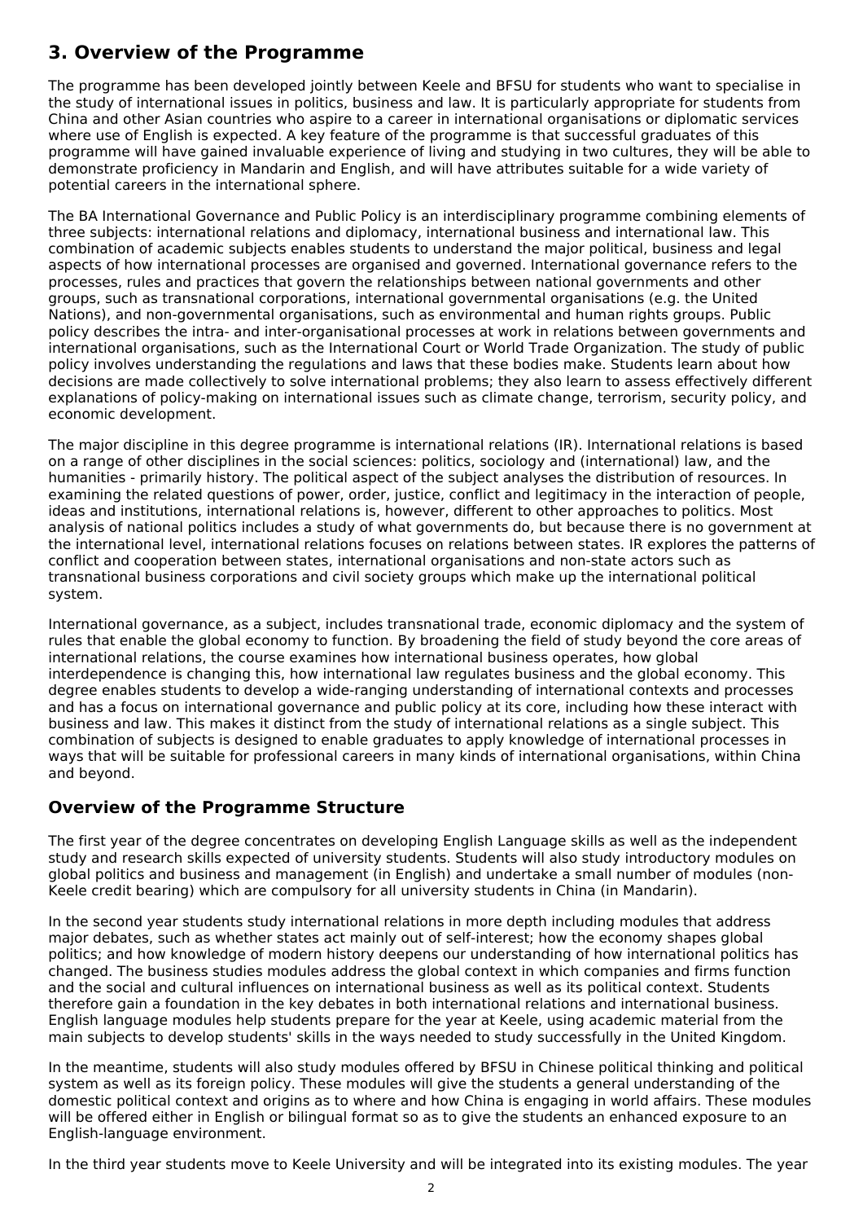## 3. Overview of the Programme

The programme has been developed jointly between Keele and BFSU for students who want to specialise in the study of international issues in politics, business and law. It is particularly appropriate for students from China and other Asian countries who aspire to a career in international organisations or diplomatic services where use of English is expected. A key feature of the programme is that successful graduates of this programme will have gained invaluable experience of living and studying in two cultures, they will be able to demonstrate proficiency in Mandarin and English, and will have attributes suitable for a wide variety of potential careers in the international sphere.

The BA International Governance and Public Policy is an interdisciplinary programme combining elements of three subjects: international relations and diplomacy, international business and international law. This combination of academic subjects enables students to understand the major political, business and legal aspects of how international processes are organised and governed. International governance refers to the processes, rules and practices that govern the relationships between national governments and other groups, such as transnational corporations, international governmental organisations (e.g. the United Nations), and non-governmental organisations, such as environmental and human rights groups. Public policy describes the intra- and inter-organisational processes at work in relations between governments and international organisations, such as the International Court or World Trade Organization. The study of public policy involves understanding the regulations and laws that these bodies make. Students learn about how decisions are made collectively to solve international problems; they also learn to assess effectively different explanations of policy-making on international issues such as climate change, terrorism, security policy, and economic development.

The major discipline in this degree programme is international relations (IR). International relations is based on a range of other disciplines in the social sciences: politics, sociology and (international) law, and the humanities - primarily history. The political aspect of the subject analyses the distribution of resources. In examining the related questions of power, order, justice, conflict and legitimacy in the interaction of people, ideas and institutions, international relations is, however, different to other approaches to politics. Most analysis of national politics includes a study of what governments do, but because there is no government at the international level, international relations focuses on relations between states. IR explores the patterns of conflict and cooperation between states, international organisations and non-state actors such as transnational business corporations and civil society groups which make up the international political system.

International governance, as a subject, includes transnational trade, economic diplomacy and the system of rules that enable the global economy to function. By broadening the field of study beyond the core areas of international relations, the course examines how international business operates, how global interdependence is changing this, how international law regulates business and the global economy. This degree enables students to develop a wide-ranging understanding of international contexts and processes and has a focus on international governance and public policy at its core, including how these interact with business and law. This makes it distinct from the study of international relations as a single subject. This combination of subjects is designed to enable graduates to apply knowledge of international processes in ways that will be suitable for professional careers in many kinds of international organisations, within China and beyond.

### Overview of the Programme Structure

The first year of the degree concentrates on developing English Language skills as well as the independent study and research skills expected of university students. Students will also study introductory modules on global politics and business and management (in English) and undertake a small number of modules (non-Keele credit bearing) which are compulsory for all university students in China (in Mandarin).

In the second year students study international relations in more depth including modules that address major debates, such as whether states act mainly out of self-interest; how the economy shapes global politics; and how knowledge of modern history deepens our understanding of how international politics has changed. The business studies modules address the global context in which companies and firms function and the social and cultural influences on international business as well as its political context. Students therefore gain a foundation in the key debates in both international relations and international business. English language modules help students prepare for the year at Keele, using academic material from the main subjects to develop students' skills in the ways needed to study successfully in the United Kingdom.

In the meantime, students will also study modules offered by BFSU in Chinese political thinking and political system as well as its foreign policy. These modules will give the students a general understanding of the domestic political context and origins as to where and how China is engaging in world affairs. These modules will be offered either in English or bilingual format so as to give the students an enhanced exposure to an English-language environment.

In the third year students move to Keele University and will be integrated into its existing modules. The year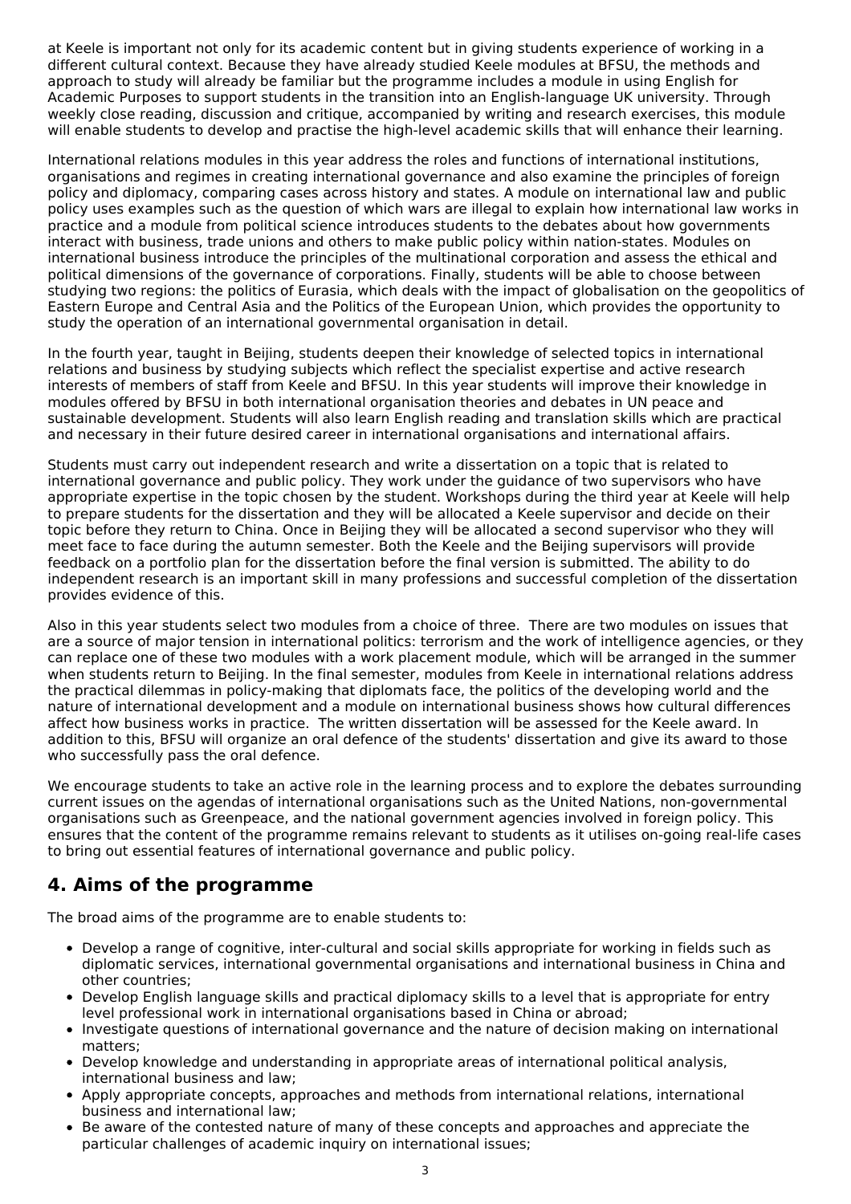at Keele is important not only for its academic content but in giving students experience of working in a different cultural context. Because they have already studied Keele modules at BFSU, the methods and approach to study will already be familiar but the programme includes a module in using English for Academic Purposes to support students in the transition into an English-language UK university. Through weekly close reading, discussion and critique, accompanied by writing and research exercises, this module will enable students to develop and practise the high-level academic skills that will enhance their learning.

International relations modules in this year address the roles and functions of international institutions, organisations and regimes in creating international governance and also examine the principles of foreign policy and diplomacy, comparing cases across history and states. A module on international law and public policy uses examples such as the question of which wars are illegal to explain how international law works in practice and a module from political science introduces students to the debates about how governments interact with business, trade unions and others to make public policy within nation-states. Modules on international business introduce the principles of the multinational corporation and assess the ethical and political dimensions of the governance of corporations. Finally, students will be able to choose between studying two regions: the politics of Eurasia, which deals with the impact of globalisation on the geopolitics of Eastern Europe and Central Asia and the Politics of the European Union, which provides the opportunity to study the operation of an international governmental organisation in detail.

In the fourth year, taught in Beijing, students deepen their knowledge of selected topics in international relations and business by studying subjects which reflect the specialist expertise and active research interests of members of staff from Keele and BFSU. In this year students will improve their knowledge in modules offered by BFSU in both international organisation theories and debates in UN peace and sustainable development. Students will also learn English reading and translation skills which are practical and necessary in their future desired career in international organisations and international affairs.

Students must carry out independent research and write a dissertation on a topic that is related to international governance and public policy. They work under the guidance of two supervisors who have appropriate expertise in the topic chosen by the student. Workshops during the third year at Keele will help to prepare students for the dissertation and they will be allocated a Keele supervisor and decide on their topic before they return to China. Once in Beijing they will be allocated a second supervisor who they will meet face to face during the autumn semester. Both the Keele and the Beijing supervisors will provide feedback on a portfolio plan for the dissertation before the final version is submitted. The ability to do independent research is an important skill in many professions and successful completion of the dissertation provides evidence of this.

Also in this year students select two modules from a choice of three. There are two modules on issues that are a source of major tension in international politics: terrorism and the work of intelligence agencies, or they can replace one of these two modules with a work placement module, which will be arranged in the summer when students return to Beijing. In the final semester, modules from Keele in international relations address the practical dilemmas in policy-making that diplomats face, the politics of the developing world and the nature of international development and a module on international business shows how cultural differences affect how business works in practice. The written dissertation will be assessed for the Keele award. In addition to this, BFSU will organize an oral defence of the students' dissertation and give its award to those who successfully pass the oral defence.

We encourage students to take an active role in the learning process and to explore the debates surrounding current issues on the agendas of international organisations such as the United Nations, non-governmental organisations such as Greenpeace, and the national government agencies involved in foreign policy. This ensures that the content of the programme remains relevant to students as it utilises on-going real-life cases to bring out essential features of international governance and public policy.

## 4. Aims of the programme

The broad aims of the programme are to enable students to:

- Develop a range of cognitive, inter-cultural and social skills appropriate for working in fields such as diplomatic services, international governmental organisations and international business in China and other countries;
- Develop English language skills and practical diplomacy skills to a level that is appropriate for entry level professional work in international organisations based in China or abroad;
- Investigate questions of international governance and the nature of decision making on international matters;
- Develop knowledge and understanding in appropriate areas of international political analysis, international business and law;
- Apply appropriate concepts, approaches and methods from international relations, international business and international law;
- Be aware of the contested nature of many of these concepts and approaches and appreciate the particular challenges of academic inquiry on international issues;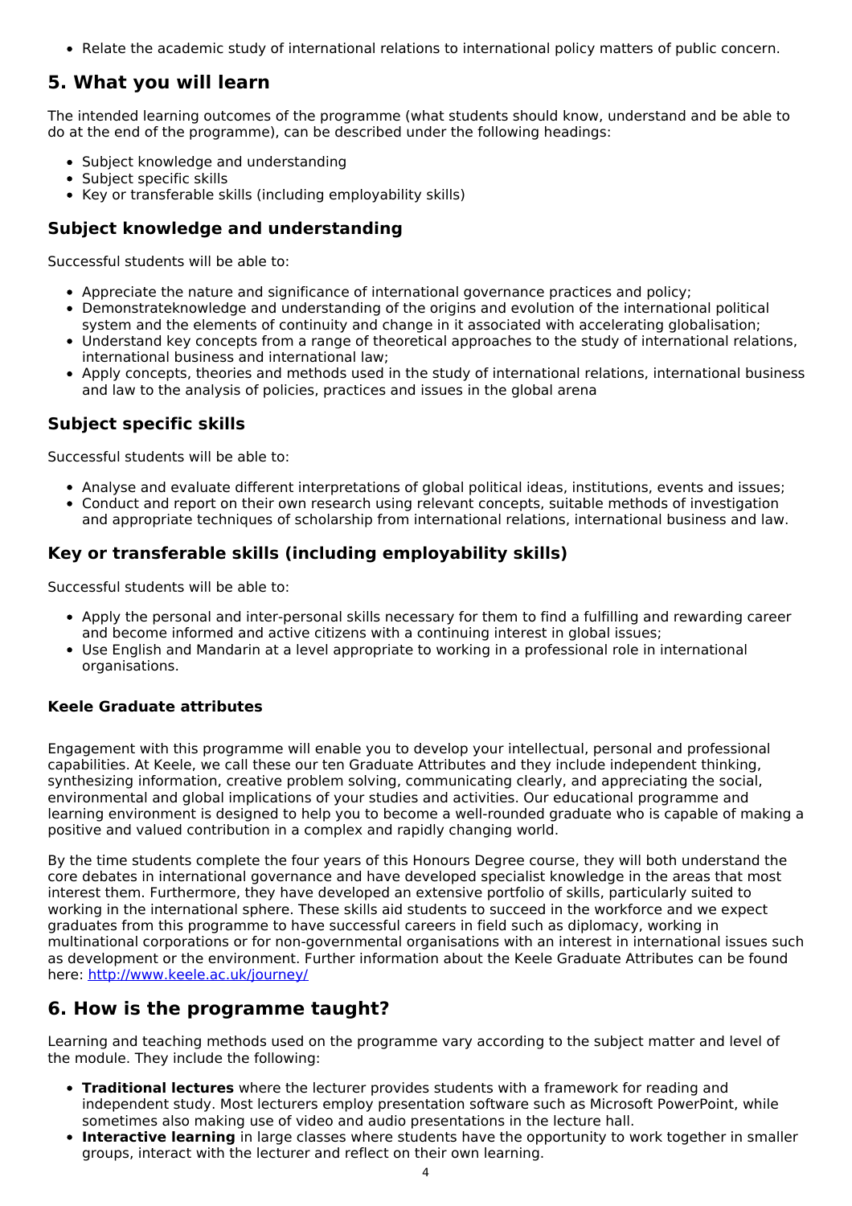- Relate the academic study of international relations to international policy matters of public concern.

## 5. What you will learn

The intended learning outcomes of the programme (what students should know, understand and be able to do at the end of the programme), can be described under the following headings:

- Subject knowledge and understanding
- Subject specific skills
- Key or transferable skills (including employability skills)

### Subject knowledge and understanding

Successful students will be able to:

- Appreciate the nature and significance of international governance practices and policy;
- Demonstrateknowledge and understanding of the origins and evolution of the international political system and the elements of continuity and change in it associated with accelerating globalisation;
- Understand key concepts from a range of theoretical approaches to the study of international relations, international business and international law;
- Apply concepts, theories and methods used in the study of international relations, international business and law to the analysis of policies, practices and issues in the global arena

### Subject specific skills

Successful students will be able to:

- Analyse and evaluate different interpretations of global political ideas, institutions, events and issues;
- Conduct and report on their own research using relevant concepts, suitable methods of investigation and appropriate techniques of scholarship from international relations, international business and law.

### Key or transferable skills (including employability skills)

Successful students will be able to:

- Apply the personal and inter-personal skills necessary for them to find a fulfilling and rewarding career and become informed and active citizens with a continuing interest in global issues;
- Use English and Mandarin at a level appropriate to working in a professional role in international organisations.

#### Keele Graduate attributes

Engagement with this programme will enable you to develop your intellectual, personal and professional capabilities. At Keele, we call these our ten Graduate Attributes and they include independent thinking, synthesizing information, creative problem solving, communicating clearly, and appreciating the social, environmental and global implications of your studies and activities. Our educational programme and learning environment is designed to help you to become a well-rounded graduate who is capable of making a positive and valued contribution in a complex and rapidly changing world.

By the time students complete the four years of this Honours Degree course, they will both understand the core debates in international governance and have developed specialist knowledge in the areas that most interest them. Furthermore, they have developed an extensive portfolio of skills, particularly suited to working in the international sphere. These skills aid students to succeed in the workforce and we expect graduates from this programme to have successful careers in field such as diplomacy, working in multinational corporations or for non-governmental organisations with an interest in international issues such as development or the environment. Further information about the Keele Graduate Attributes can be found here: [http://www.keele.ac.uk/journey/](http://www.keele.ac.uk/journey/)

## 6. How is the programme taught?

Learning and teaching methods used on the programme vary according to the subject matter and level of the module. They include the following:

- **Traditional lectures** where the lecturer provides students with a framework for reading and independent study. Most lecturers employ presentation software such as Microsoft PowerPoint, while sometimes also making use of video and audio presentations in the lecture hall.
- **Interactive learning** in large classes where students have the opportunity to work together in smaller groups, interact with the lecturer and reflect on their own learning.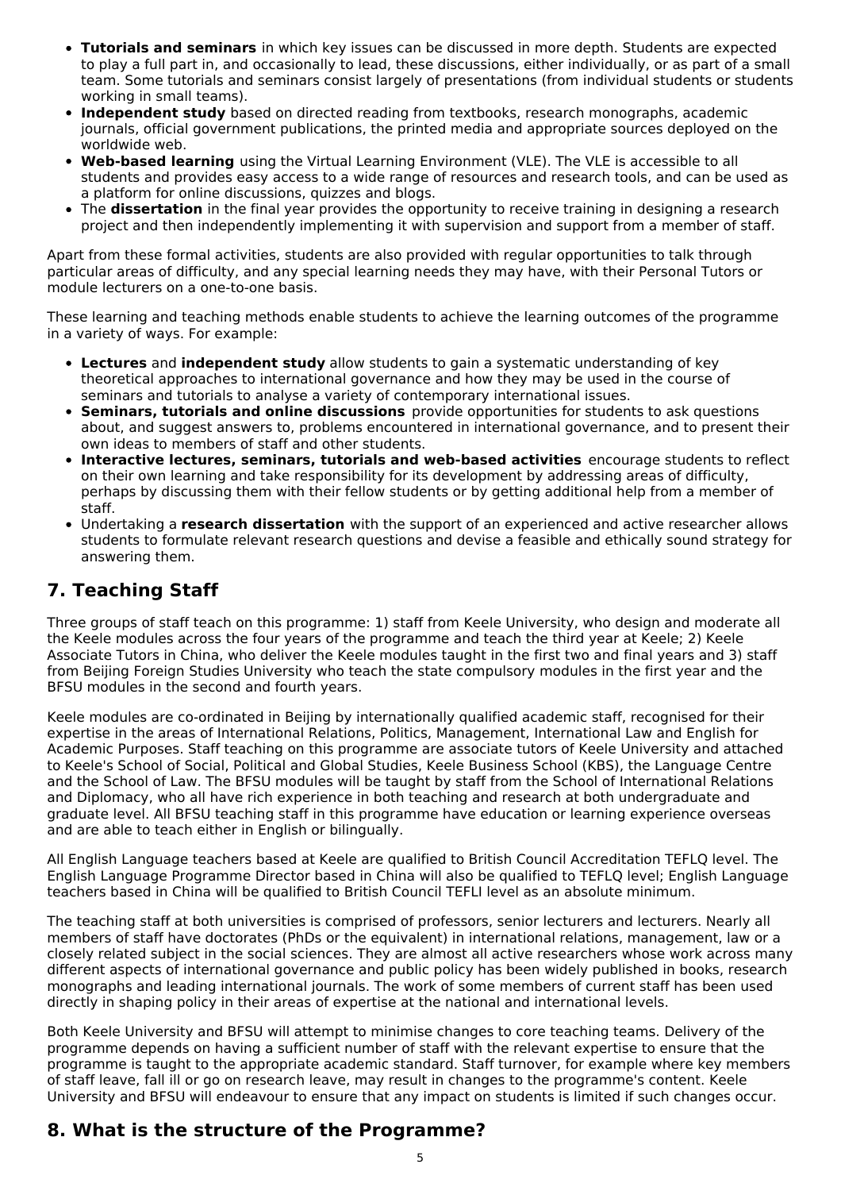- **Tutorials and seminars** in which key issues can be discussed in more depth. Students are expected to play a full part in, and occasionally to lead, these discussions, either individually, or as part of a small team. Some tutorials and seminars consist largely of presentations (from individual students or students working in small teams).
- **Independent study** based on directed reading from textbooks, research monographs, academic journals, official government publications, the printed media and appropriate sources deployed on the worldwide web.
- **Web-based learning** using the Virtual Learning Environment (VLE). The VLE is accessible to all students and provides easy access to a wide range of resources and research tools, and can be used as a platform for online discussions, quizzes and blogs.
- The **dissertation** in the final year provides the opportunity to receive training in designing a research project and then independently implementing it with supervision and support from a member of staff.

Apart from these formal activities, students are also provided with regular opportunities to talk through particular areas of difficulty, and any special learning needs they may have, with their Personal Tutors or module lecturers on a one-to-one basis.

These learning and teaching methods enable students to achieve the learning outcomes of the programme in a variety of ways. For example:

- **Lectures** and **independent study** allow students to gain a systematic understanding of key theoretical approaches to international governance and how they may be used in the course of seminars and tutorials to analyse a variety of contemporary international issues.
- **Seminars, tutorials and online discussions** provide opportunities for students to ask questions about, and suggest answers to, problems encountered in international governance, and to present their own ideas to members of staff and other students.
- **Interactive lectures, seminars, tutorials and web-based activities** encourage students to reflect on their own learning and take responsibility for its development by addressing areas of difficulty, perhaps by discussing them with their fellow students or by getting additional help from a member of staff.
- Undertaking a **research dissertation** with the support of an experienced and active researcher allows students to formulate relevant research questions and devise a feasible and ethically sound strategy for answering them.

## 7. Teaching Staff

Three groups of staff teach on this programme: 1) staff from Keele University, who design and moderate all the Keele modules across the four years of the programme and teach the third year at Keele; 2) Keele Associate Tutors in China, who deliver the Keele modules taught in the first two and final years and 3) staff from Beijing Foreign Studies University who teach the state compulsory modules in the first year and the BFSU modules in the second and fourth years.

Keele modules are co-ordinated in Beijing by internationally qualified academic staff, recognised for their expertise in the areas of International Relations, Politics, Management, International Law and English for Academic Purposes. Staff teaching on this programme are associate tutors of Keele University and attached to Keele's School of Social, Political and Global Studies, Keele Business School (KBS), the Language Centre and the School of Law. The BFSU modules will be taught by staff from the School of International Relations and Diplomacy, who all have rich experience in both teaching and research at both undergraduate and graduate level. All BFSU teaching staff in this programme have education or learning experience overseas and are able to teach either in English or bilingually.

All English Language teachers based at Keele are qualified to British Council Accreditation TEFLQ level. The English Language Programme Director based in China will also be qualified to TEFLQ level; English Language teachers based in China will be qualified to British Council TEFLI level as an absolute minimum.

The teaching staff at both universities is comprised of professors, senior lecturers and lecturers. Nearly all members of staff have doctorates (PhDs or the equivalent) in international relations, management, law or a closely related subject in the social sciences. They are almost all active researchers whose work across many different aspects of international governance and public policy has been widely published in books, research monographs and leading international journals. The work of some members of current staff has been used directly in shaping policy in their areas of expertise at the national and international levels.

Both Keele University and BFSU will attempt to minimise changes to core teaching teams. Delivery of the programme depends on having a sufficient number of staff with the relevant expertise to ensure that the programme is taught to the appropriate academic standard. Staff turnover, for example where key members of staff leave, fall ill or go on research leave, may result in changes to the programme's content. Keele University and BFSU will endeavour to ensure that any impact on students is limited if such changes occur.

## 8. What is the structure of the Programme?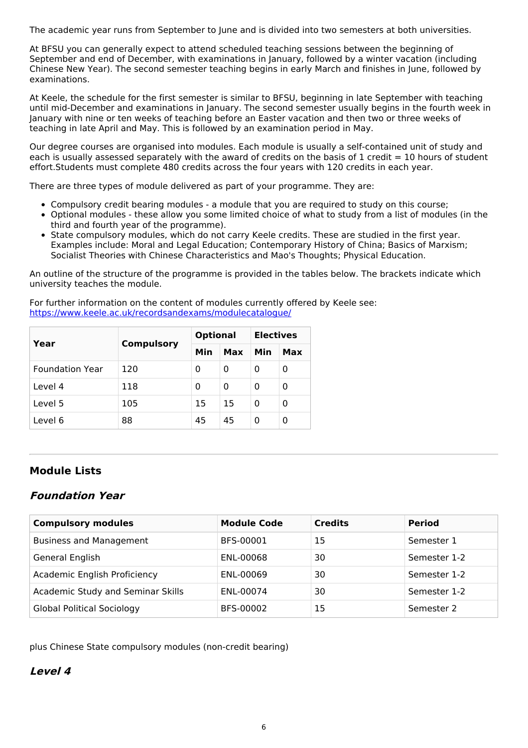The academic year runs from September to June and is divided into two semesters at both universities.

At BFSU you can generally expect to attend scheduled teaching sessions between the beginning of September and end of December, with examinations in January, followed by a winter vacation (including Chinese New Year). The second semester teaching begins in early March and finishes in June, followed by examinations.

At Keele, the schedule for the first semester is similar to BFSU, beginning in late September with teaching until mid-December and examinations in January. The second semester usually begins in the fourth week in January with nine or ten weeks of teaching before an Easter vacation and then two or three weeks of teaching in late April and May. This is followed by an examination period in May.

Our degree courses are organised into modules. Each module is usually a self-contained unit of study and each is usually assessed separately with the award of credits on the basis of 1 credit = 10 hours of student effort.Students must complete 480 credits across the four years with 120 credits in each year.

There are three types of module delivered as part of your programme. They are:

- Compulsory credit bearing modules - a module that you are required to study on this course;
- Optional modules - these allow you some limited choice of what to study from a list of modules (in the third and fourth year of the programme).
- State compulsory modules, which do not carry Keele credits. These are studied in the first year. Examples include: Moral and Legal Education; Contemporary History of China; Basics of Marxism; Socialist Theories with Chinese Characteristics and Mao's Thoughts; Physical Education.

An outline of the structure of the programme is provided in the tables below. The brackets indicate which university teaches the module.

For further information on the content of modules currently offered by Keele see: [https://www.keele.ac.uk/recordsandexams/modulecatalogue/](https://www.keele.ac.uk/recordsandexams/modulecatalogue/)

| Year | Compulsory | Optional | | Electives | |
|---|---|---|---|---|---|
| | | Min | Max | Min | Max |
| Foundation Year | 120 | 0 | 0 | 0 | 0 |
| Level 4 | 118 | 0 | 0 | 0 | 0 |
| Level 5 | 105 | 15 | 15 | 0 | 0 |
| Level 6 | 88 | 45 | 45 | 0 | 0 |

---

## Module Lists

### *Foundation Year*

| Compulsory modules | Module Code | Credits | Period |
|---|---|---|---|
| Business and Management | BFS-00001 | 15 | Semester 1 |
| General English | ENL-00068 | 30 | Semester 1-2 |
| Academic English Proficiency | ENL-00069 | 30 | Semester 1-2 |
| Academic Study and Seminar Skills | ENL-00074 | 30 | Semester 1-2 |
| Global Political Sociology | BFS-00002 | 15 | Semester 2 |

plus Chinese State compulsory modules (non-credit bearing)

### *Level 4*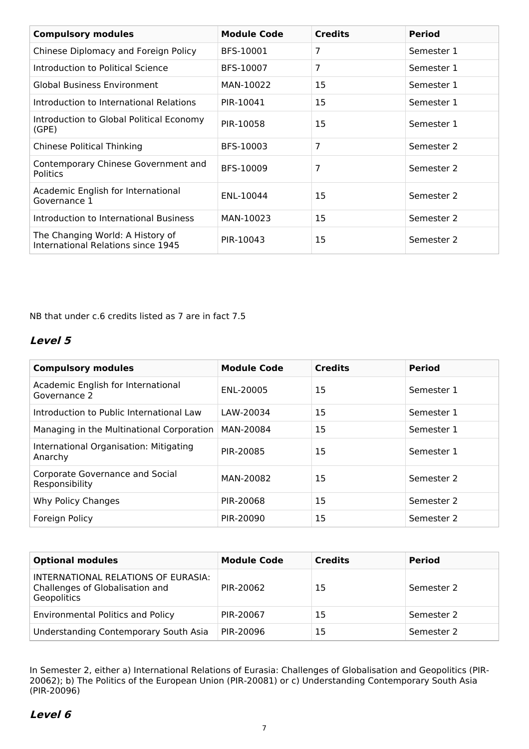| Compulsory modules | Module Code | Credits | Period |
| --- | --- | --- | --- |
| Chinese Diplomacy and Foreign Policy | BFS-10001 | 7 | Semester 1 |
| Introduction to Political Science | BFS-10007 | 7 | Semester 1 |
| Global Business Environment | MAN-10022 | 15 | Semester 1 |
| Introduction to International Relations | PIR-10041 | 15 | Semester 1 |
| Introduction to Global Political Economy (GPE) | PIR-10058 | 15 | Semester 1 |
| Chinese Political Thinking | BFS-10003 | 7 | Semester 2 |
| Contemporary Chinese Government and Politics | BFS-10009 | 7 | Semester 2 |
| Academic English for International Governance 1 | ENL-10044 | 15 | Semester 2 |
| Introduction to International Business | MAN-10023 | 15 | Semester 2 |
| The Changing World: A History of International Relations since 1945 | PIR-10043 | 15 | Semester 2 |

NB that under c.6 credits listed as 7 are in fact 7.5

### *Level 5*

| Compulsory modules | Module Code | Credits | Period |
| --- | --- | --- | --- |
| Academic English for International Governance 2 | ENL-20005 | 15 | Semester 1 |
| Introduction to Public International Law | LAW-20034 | 15 | Semester 1 |
| Managing in the Multinational Corporation | MAN-20084 | 15 | Semester 1 |
| International Organisation: Mitigating Anarchy | PIR-20085 | 15 | Semester 1 |
| Corporate Governance and Social Responsibility | MAN-20082 | 15 | Semester 2 |
| Why Policy Changes | PIR-20068 | 15 | Semester 2 |
| Foreign Policy | PIR-20090 | 15 | Semester 2 |

| Optional modules | Module Code | Credits | Period |
| --- | --- | --- | --- |
| INTERNATIONAL RELATIONS OF EURASIA: Challenges of Globalisation and Geopolitics | PIR-20062 | 15 | Semester 2 |
| Environmental Politics and Policy | PIR-20067 | 15 | Semester 2 |
| Understanding Contemporary South Asia | PIR-20096 | 15 | Semester 2 |

In Semester 2, either a) International Relations of Eurasia: Challenges of Globalisation and Geopolitics (PIR-20062); b) The Politics of the European Union (PIR-20081) or c) Understanding Contemporary South Asia (PIR-20096)

### *Level 6*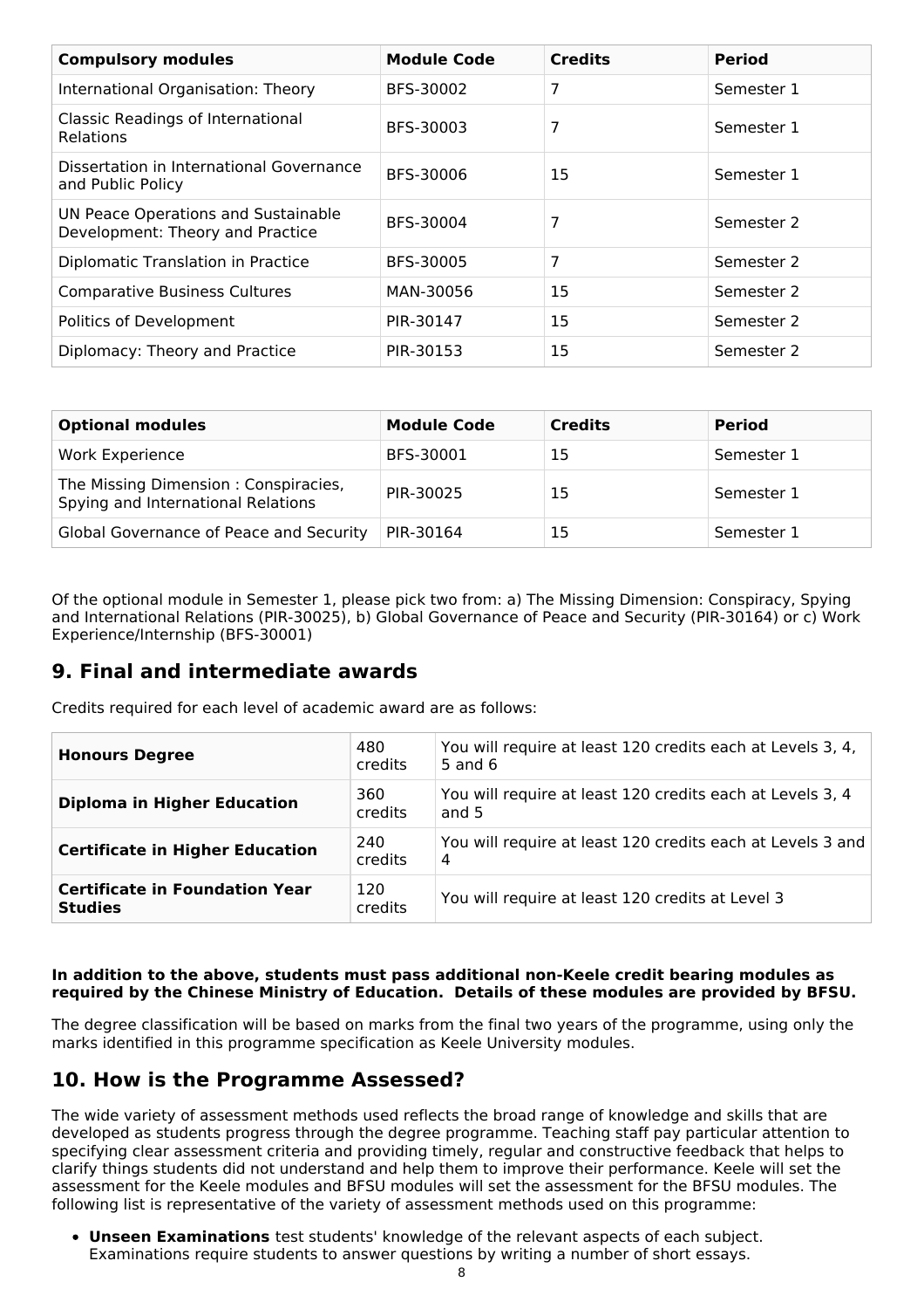| Compulsory modules | Module Code | Credits | Period |
|---|---|---|---|
| International Organisation: Theory | BFS-30002 | 7 | Semester 1 |
| Classic Readings of International Relations | BFS-30003 | 7 | Semester 1 |
| Dissertation in International Governance and Public Policy | BFS-30006 | 15 | Semester 1 |
| UN Peace Operations and Sustainable Development: Theory and Practice | BFS-30004 | 7 | Semester 2 |
| Diplomatic Translation in Practice | BFS-30005 | 7 | Semester 2 |
| Comparative Business Cultures | MAN-30056 | 15 | Semester 2 |
| Politics of Development | PIR-30147 | 15 | Semester 2 |
| Diplomacy: Theory and Practice | PIR-30153 | 15 | Semester 2 |

| Optional modules | Module Code | Credits | Period |
|---|---|---|---|
| Work Experience | BFS-30001 | 15 | Semester 1 |
| The Missing Dimension : Conspiracies, Spying and International Relations | PIR-30025 | 15 | Semester 1 |
| Global Governance of Peace and Security | PIR-30164 | 15 | Semester 1 |

Of the optional module in Semester 1, please pick two from: a) The Missing Dimension: Conspiracy, Spying and International Relations (PIR-30025), b) Global Governance of Peace and Security (PIR-30164) or c) Work Experience/Internship (BFS-30001)

## 9. Final and intermediate awards

Credits required for each level of academic award are as follows:

| | | |
|---|---|---|
| **Honours Degree** | 480 credits | You will require at least 120 credits each at Levels 3, 4, 5 and 6 |
| **Diploma in Higher Education** | 360 credits | You will require at least 120 credits each at Levels 3, 4 and 5 |
| **Certificate in Higher Education** | 240 credits | You will require at least 120 credits each at Levels 3 and 4 |
| **Certificate in Foundation Year Studies** | 120 credits | You will require at least 120 credits at Level 3 |

**In addition to the above, students must pass additional non-Keele credit bearing modules as required by the Chinese Ministry of Education. Details of these modules are provided by BFSU.**

The degree classification will be based on marks from the final two years of the programme, using only the marks identified in this programme specification as Keele University modules.

## 10. How is the Programme Assessed?

The wide variety of assessment methods used reflects the broad range of knowledge and skills that are developed as students progress through the degree programme. Teaching staff pay particular attention to specifying clear assessment criteria and providing timely, regular and constructive feedback that helps to clarify things students did not understand and help them to improve their performance. Keele will set the assessment for the Keele modules and BFSU modules will set the assessment for the BFSU modules. The following list is representative of the variety of assessment methods used on this programme:

- **Unseen Examinations** test students' knowledge of the relevant aspects of each subject. Examinations require students to answer questions by writing a number of short essays.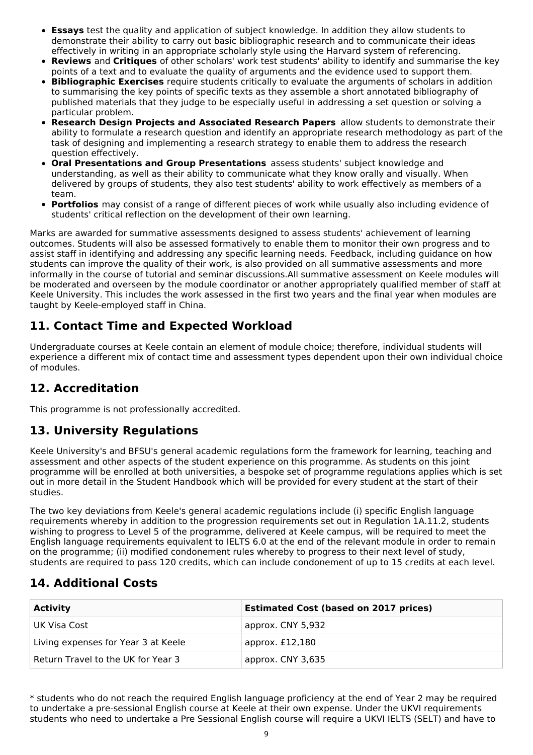- **Essays** test the quality and application of subject knowledge. In addition they allow students to demonstrate their ability to carry out basic bibliographic research and to communicate their ideas effectively in writing in an appropriate scholarly style using the Harvard system of referencing.
- **Reviews** and **Critiques** of other scholars' work test students' ability to identify and summarise the key points of a text and to evaluate the quality of arguments and the evidence used to support them.
- **Bibliographic Exercises** require students critically to evaluate the arguments of scholars in addition to summarising the key points of specific texts as they assemble a short annotated bibliography of published materials that they judge to be especially useful in addressing a set question or solving a particular problem.
- **Research Design Projects and Associated Research Papers** allow students to demonstrate their ability to formulate a research question and identify an appropriate research methodology as part of the task of designing and implementing a research strategy to enable them to address the research question effectively.
- **Oral Presentations and Group Presentations** assess students' subject knowledge and understanding, as well as their ability to communicate what they know orally and visually. When delivered by groups of students, they also test students' ability to work effectively as members of a team.
- **Portfolios** may consist of a range of different pieces of work while usually also including evidence of students' critical reflection on the development of their own learning.

Marks are awarded for summative assessments designed to assess students' achievement of learning outcomes. Students will also be assessed formatively to enable them to monitor their own progress and to assist staff in identifying and addressing any specific learning needs. Feedback, including guidance on how students can improve the quality of their work, is also provided on all summative assessments and more informally in the course of tutorial and seminar discussions.All summative assessment on Keele modules will be moderated and overseen by the module coordinator or another appropriately qualified member of staff at Keele University. This includes the work assessed in the first two years and the final year when modules are taught by Keele-employed staff in China.

## 11. Contact Time and Expected Workload

Undergraduate courses at Keele contain an element of module choice; therefore, individual students will experience a different mix of contact time and assessment types dependent upon their own individual choice of modules.

## 12. Accreditation

This programme is not professionally accredited.

## 13. University Regulations

Keele University's and BFSU's general academic regulations form the framework for learning, teaching and assessment and other aspects of the student experience on this programme. As students on this joint programme will be enrolled at both universities, a bespoke set of programme regulations applies which is set out in more detail in the Student Handbook which will be provided for every student at the start of their studies.

The two key deviations from Keele's general academic regulations include (i) specific English language requirements whereby in addition to the progression requirements set out in Regulation 1A.11.2, students wishing to progress to Level 5 of the programme, delivered at Keele campus, will be required to meet the English language requirements equivalent to IELTS 6.0 at the end of the relevant module in order to remain on the programme; (ii) modified condonement rules whereby to progress to their next level of study, students are required to pass 120 credits, which can include condonement of up to 15 credits at each level.

## 14. Additional Costs

| Activity | Estimated Cost (based on 2017 prices) |
|---|---|
| UK Visa Cost | approx. CNY 5,932 |
| Living expenses for Year 3 at Keele | approx. £12,180 |
| Return Travel to the UK for Year 3 | approx. CNY 3,635 |

* students who do not reach the required English language proficiency at the end of Year 2 may be required to undertake a pre-sessional English course at Keele at their own expense. Under the UKVI requirements students who need to undertake a Pre Sessional English course will require a UKVI IELTS (SELT) and have to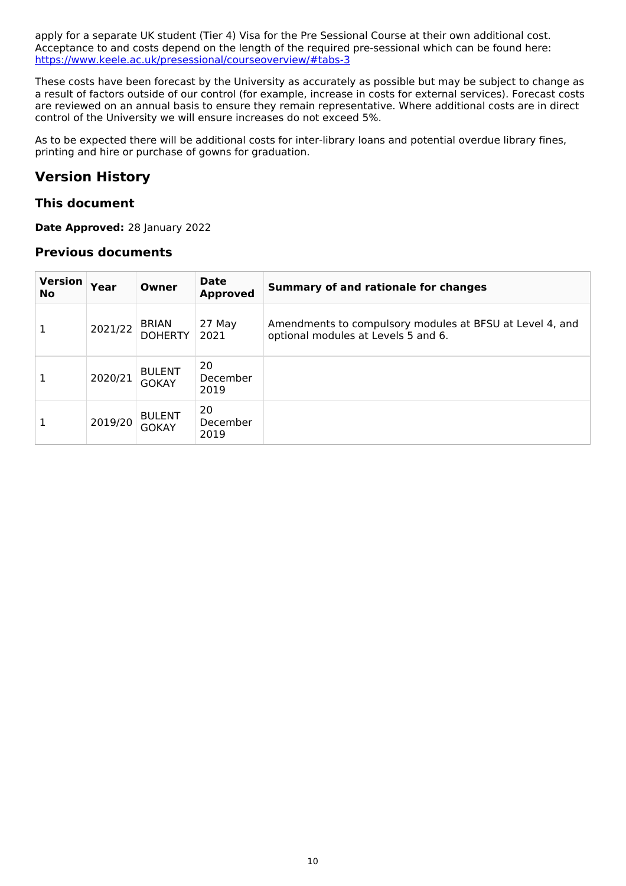apply for a separate UK student (Tier 4) Visa for the Pre Sessional Course at their own additional cost. Acceptance to and costs depend on the length of the required pre-sessional which can be found here: [https://www.keele.ac.uk/presessional/courseoverview/#tabs-3](https://www.keele.ac.uk/presessional/courseoverview/#tabs-3)

These costs have been forecast by the University as accurately as possible but may be subject to change as a result of factors outside of our control (for example, increase in costs for external services). Forecast costs are reviewed on an annual basis to ensure they remain representative. Where additional costs are in direct control of the University we will ensure increases do not exceed 5%.

As to be expected there will be additional costs for inter-library loans and potential overdue library fines, printing and hire or purchase of gowns for graduation.

## Version History

### This document

**Date Approved:** 28 January 2022

### Previous documents

| Version No | Year | Owner | Date Approved | Summary of and rationale for changes |
|---|---|---|---|---|
| 1 | 2021/22 | BRIAN DOHERTY | 27 May 2021 | Amendments to compulsory modules at BFSU at Level 4, and optional modules at Levels 5 and 6. |
| 1 | 2020/21 | BULENT GOKAY | 20 December 2019 | |
| 1 | 2019/20 | BULENT GOKAY | 20 December 2019 | |